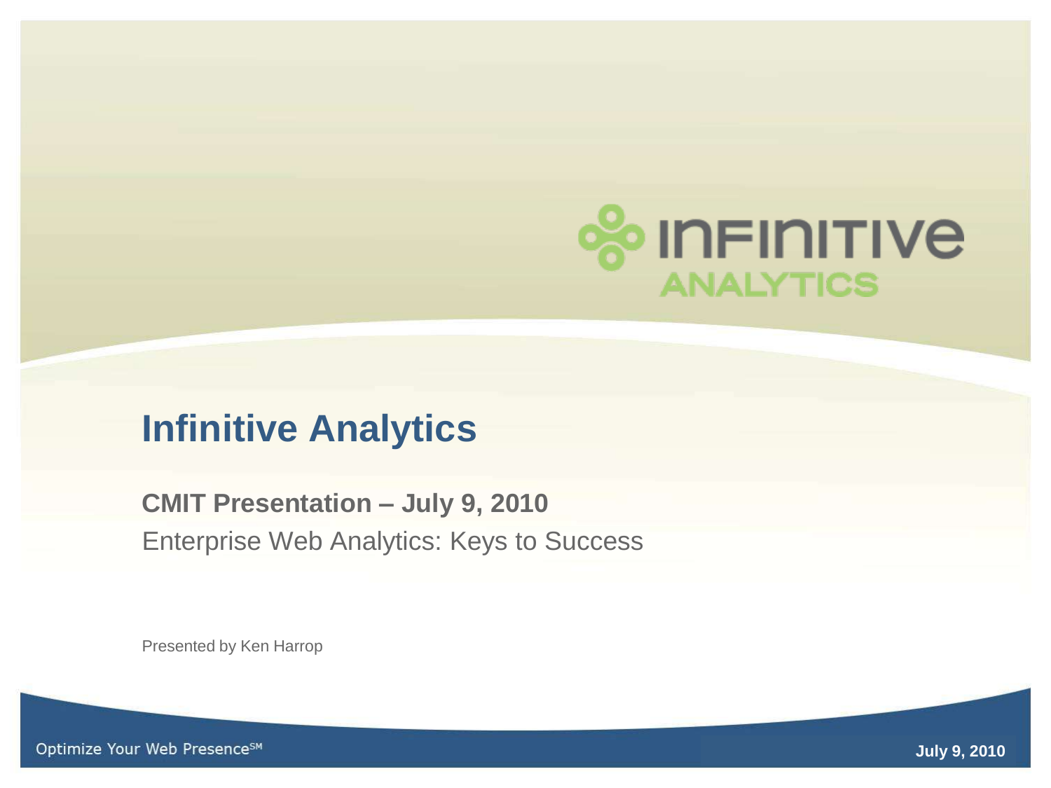# Infinitive Analytics

**CMIT Presentation – July 9, 2010**

Enterprise Web Analytics: Keys to Success

Presented by Ken Harrop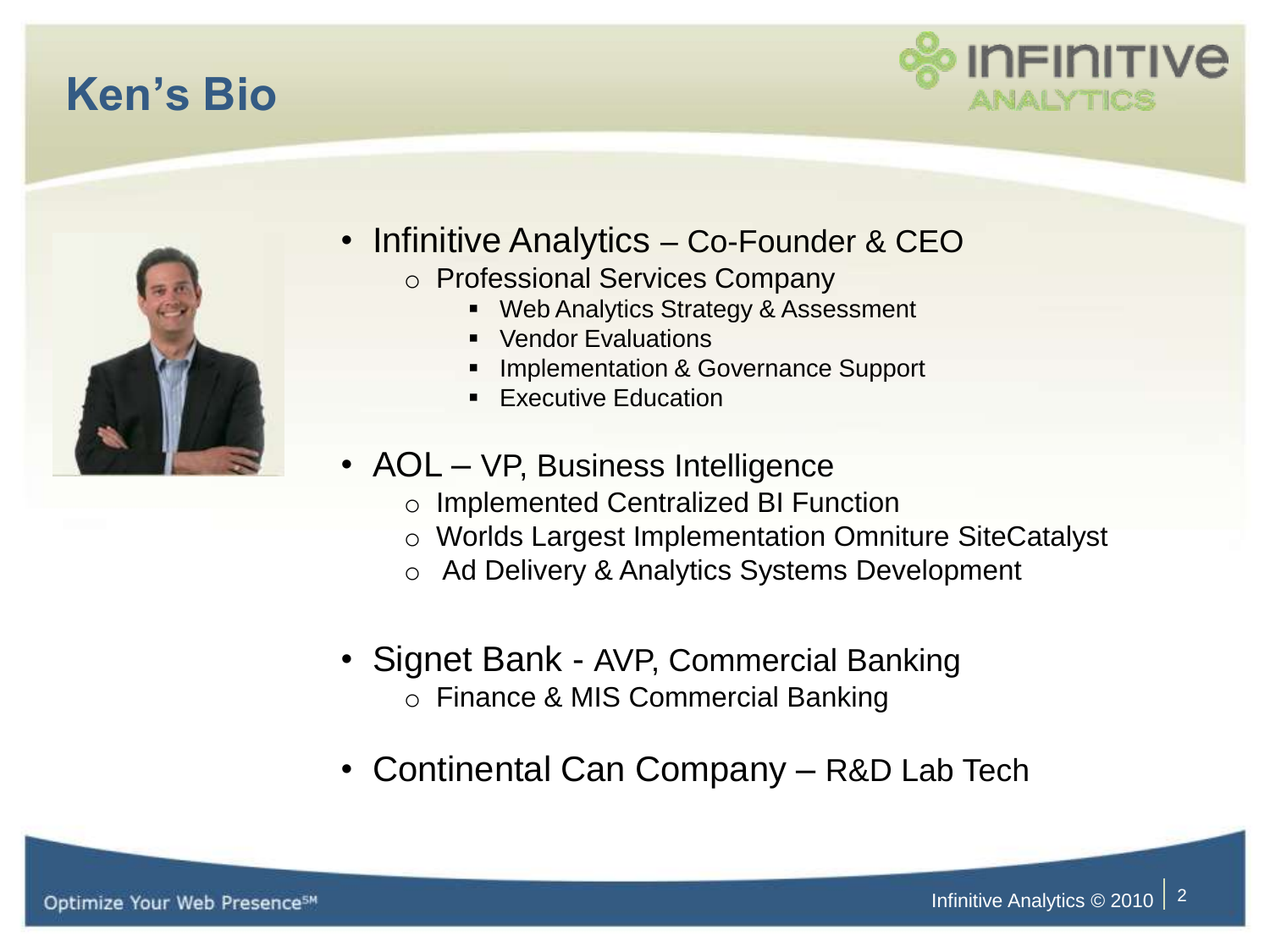# Ken's Bio

- Infinitive Analytics – Co-Founder & CEO
  - Professional Services Company
    - Web Analytics Strategy & Assessment
    - Vendor Evaluations
    - Implementation & Governance Support
    - Executive Education
- AOL – VP, Business Intelligence
  - Implemented Centralized BI Function
  - Worlds Largest Implementation Omniture SiteCatalyst
  - Ad Delivery & Analytics Systems Development
- Signet Bank - AVP, Commercial Banking
  - Finance & MIS Commercial Banking
- Continental Can Company – R&D Lab Tech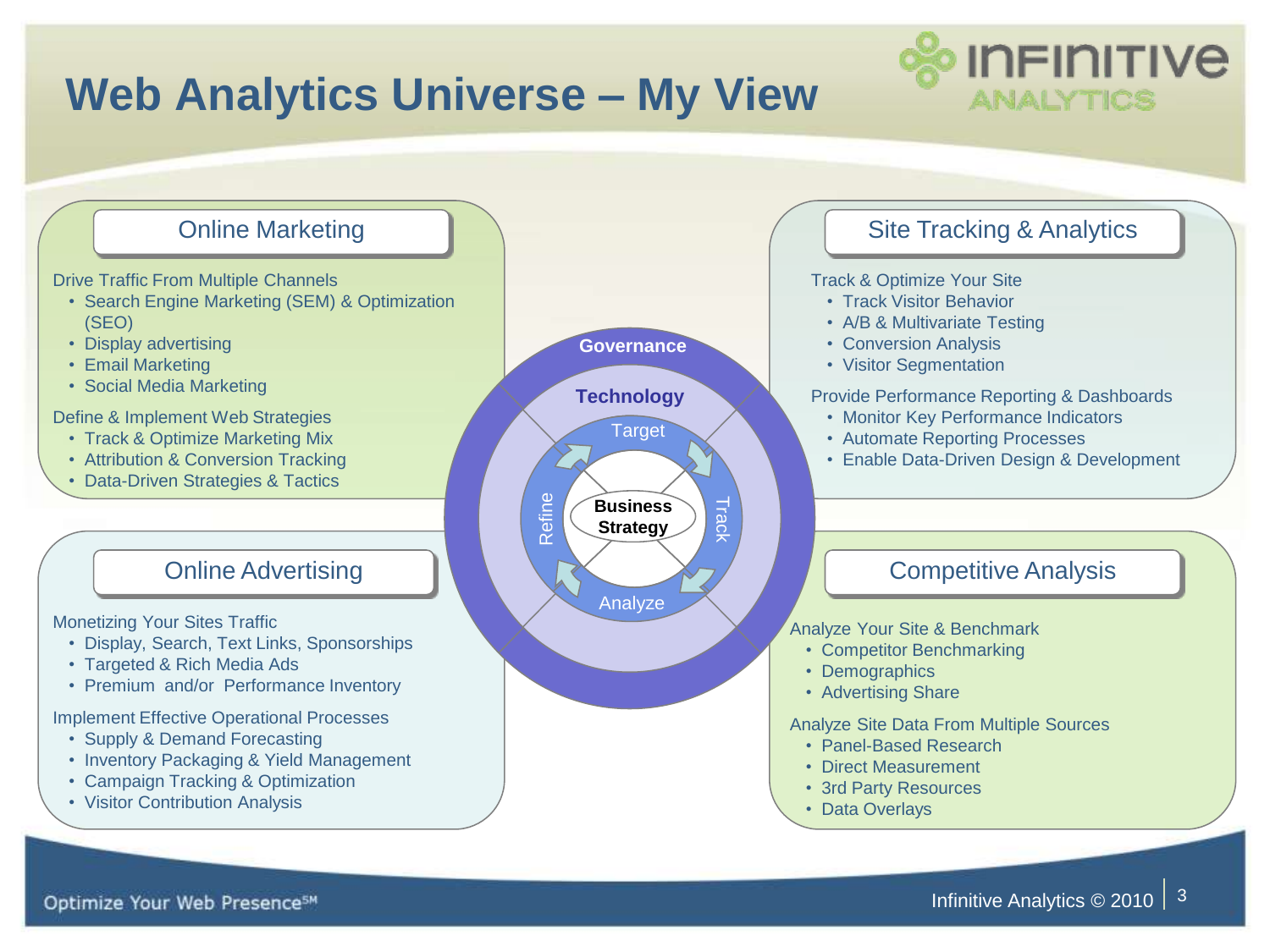# Web Analytics Universe – My View

## Online Marketing

Drive Traffic From Multiple Channels

- Search Engine Marketing (SEM) & Optimization (SEO)
- Display advertising
- Email Marketing
- Social Media Marketing

Define & Implement Web Strategies

- Track & Optimize Marketing Mix
- Attribution & Conversion Tracking
- Data-Driven Strategies & Tactics

## Site Tracking & Analytics

Track & Optimize Your Site

- Track Visitor Behavior
- A/B & Multivariate Testing
- Conversion Analysis
- Visitor Segmentation

Provide Performance Reporting & Dashboards

- Monitor Key Performance Indicators
- Automate Reporting Processes
- Enable Data-Driven Design & Development

**Governance**

**Technology**

Target · Track · Analyze · Refine

**Business Strategy**

## Online Advertising

Monetizing Your Sites Traffic

- Display, Search, Text Links, Sponsorships
- Targeted & Rich Media Ads
- Premium and/or Performance Inventory

Implement Effective Operational Processes

- Supply & Demand Forecasting
- Inventory Packaging & Yield Management
- Campaign Tracking & Optimization
- Visitor Contribution Analysis

## Competitive Analysis

Analyze Your Site & Benchmark

- Competitor Benchmarking
- Demographics
- Advertising Share

Analyze Site Data From Multiple Sources

- Panel-Based Research
- Direct Measurement
- 3rd Party Resources
- Data Overlays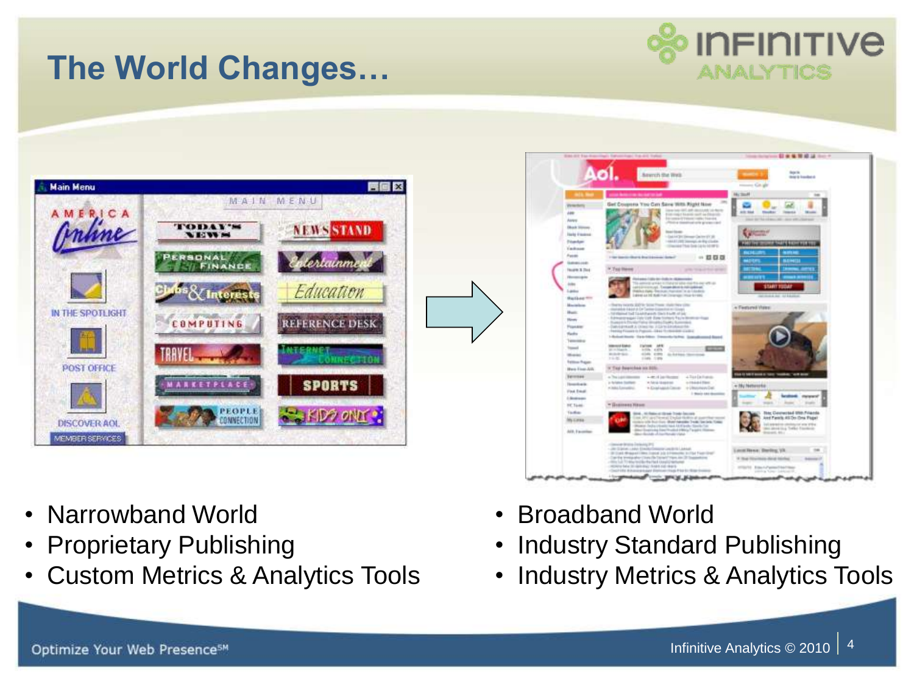# The World Changes…

- Narrowband World
- Proprietary Publishing
- Custom Metrics & Analytics Tools

- Broadband World
- Industry Standard Publishing
- Industry Metrics & Analytics Tools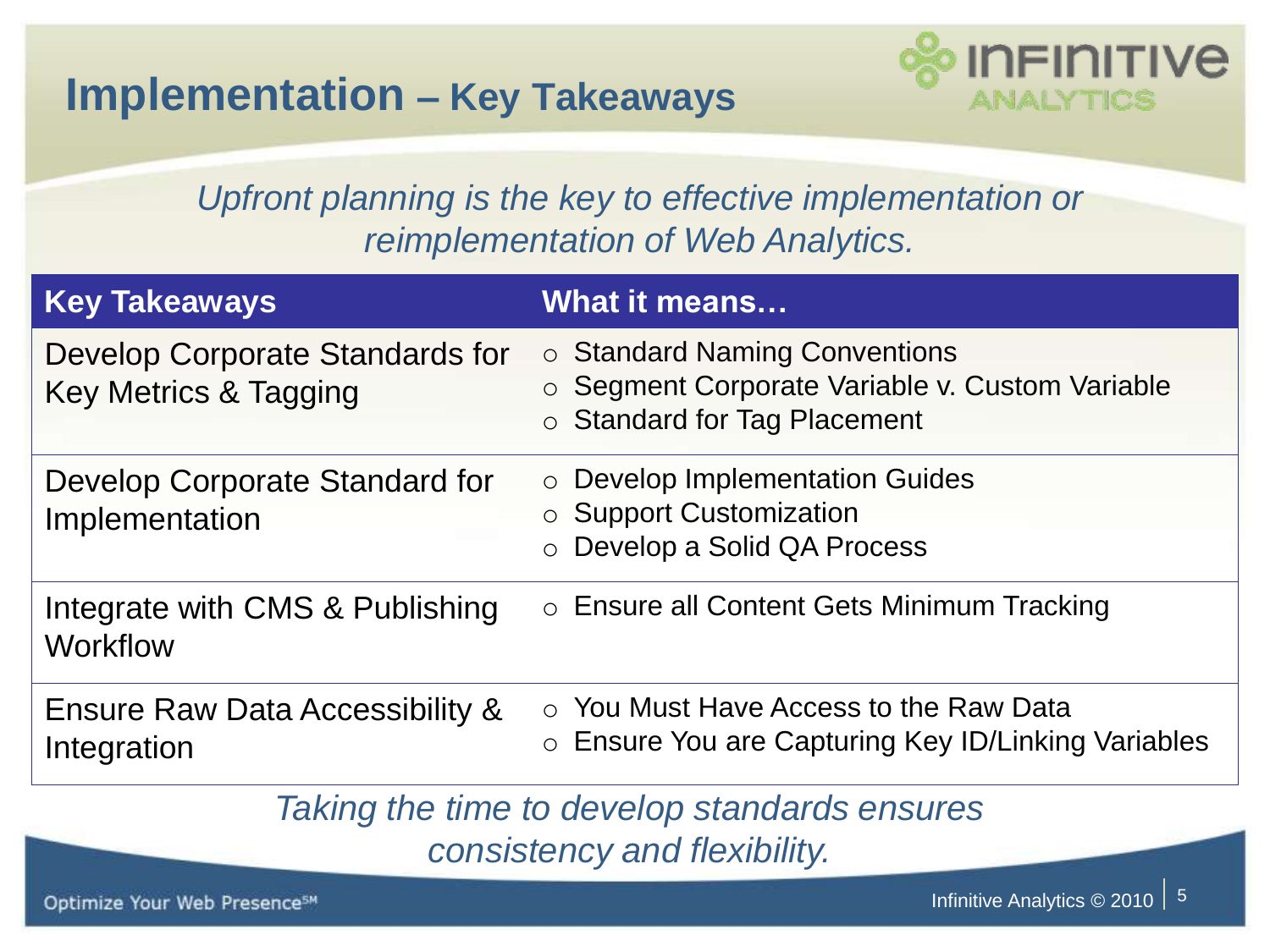# Implementation – Key Takeaways

*Upfront planning is the key to effective implementation or reimplementation of Web Analytics.*

| Key Takeaways | What it means… |
| --- | --- |
| Develop Corporate Standards for Key Metrics & Tagging | ○ Standard Naming Conventions<br>○ Segment Corporate Variable v. Custom Variable<br>○ Standard for Tag Placement |
| Develop Corporate Standard for Implementation | ○ Develop Implementation Guides<br>○ Support Customization<br>○ Develop a Solid QA Process |
| Integrate with CMS & Publishing Workflow | ○ Ensure all Content Gets Minimum Tracking |
| Ensure Raw Data Accessibility & Integration | ○ You Must Have Access to the Raw Data<br>○ Ensure You are Capturing Key ID/Linking Variables |

*Taking the time to develop standards ensures consistency and flexibility.*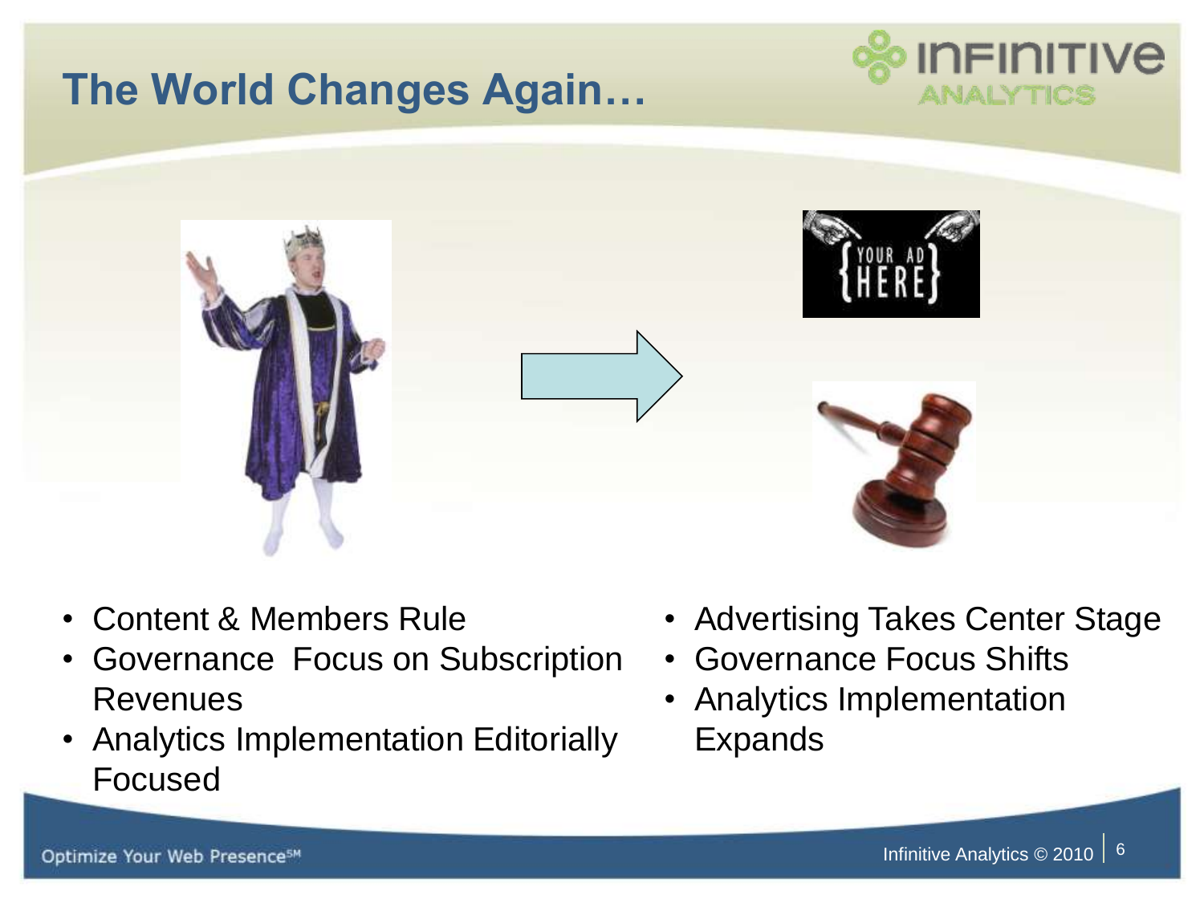# The World Changes Again…

- Content & Members Rule
- Governance Focus on Subscription Revenues
- Analytics Implementation Editorially Focused

- Advertising Takes Center Stage
- Governance Focus Shifts
- Analytics Implementation Expands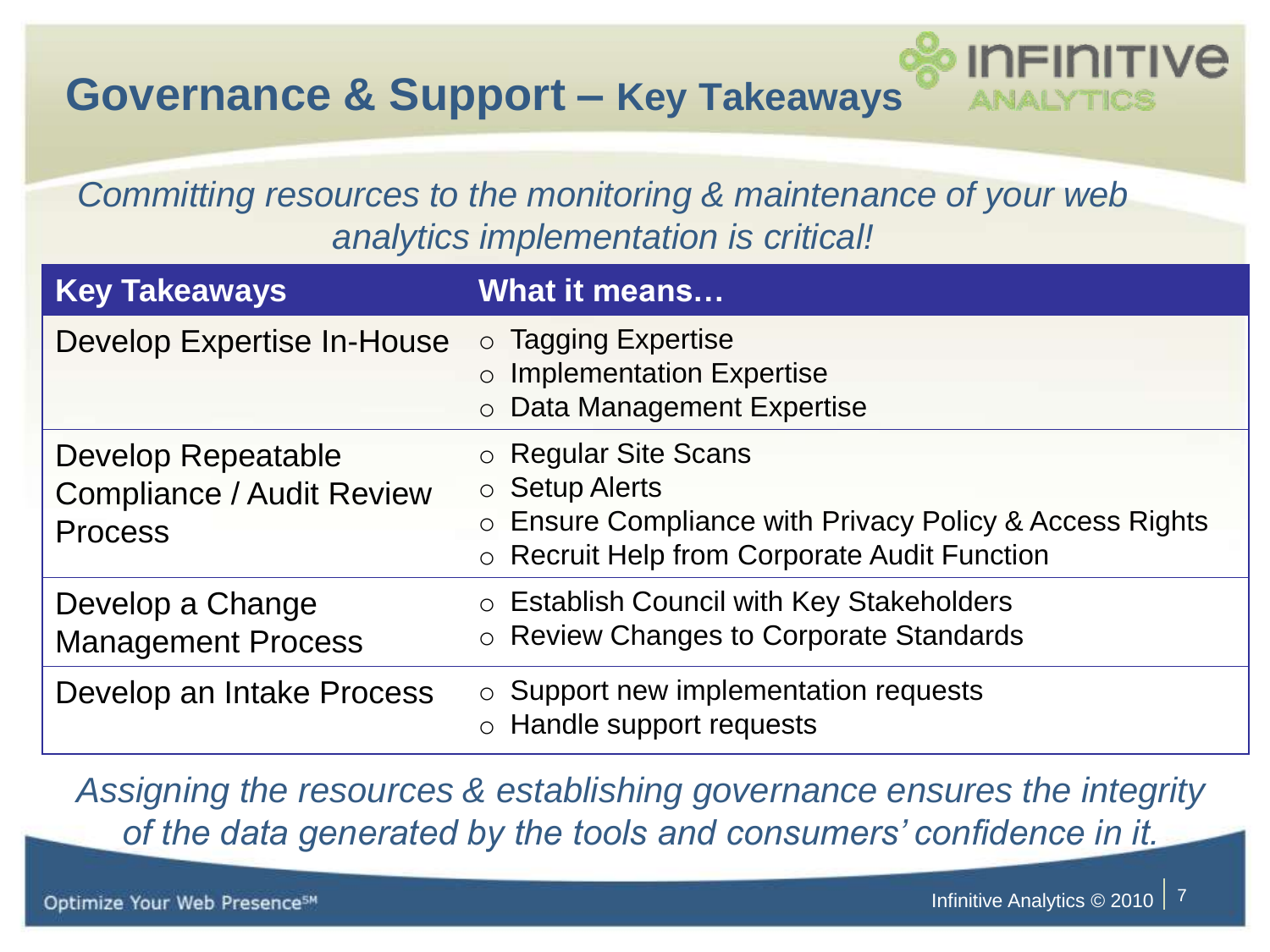# Governance & Support – Key Takeaways

*Committing resources to the monitoring & maintenance of your web analytics implementation is critical!*

| Key Takeaways | What it means… |
| --- | --- |
| Develop Expertise In-House | ○ Tagging Expertise<br>○ Implementation Expertise<br>○ Data Management Expertise |
| Develop Repeatable Compliance / Audit Review Process | ○ Regular Site Scans<br>○ Setup Alerts<br>○ Ensure Compliance with Privacy Policy & Access Rights<br>○ Recruit Help from Corporate Audit Function |
| Develop a Change Management Process | ○ Establish Council with Key Stakeholders<br>○ Review Changes to Corporate Standards |
| Develop an Intake Process | ○ Support new implementation requests<br>○ Handle support requests |

*Assigning the resources & establishing governance ensures the integrity of the data generated by the tools and consumers' confidence in it.*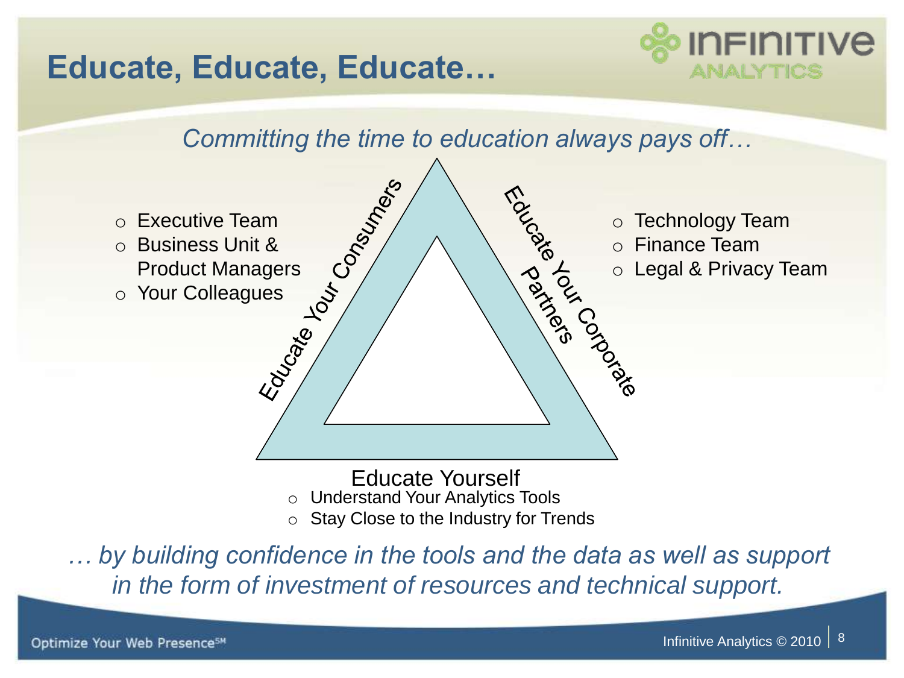# Educate, Educate, Educate…

*Committing the time to education always pays off…*

**Educate Your Consumers**

- Executive Team
- Business Unit & Product Managers
- Your Colleagues

**Educate Your Corporate Partners**

- Technology Team
- Finance Team
- Legal & Privacy Team

**Educate Yourself**

- Understand Your Analytics Tools
- Stay Close to the Industry for Trends

*… by building confidence in the tools and the data as well as support in the form of investment of resources and technical support.*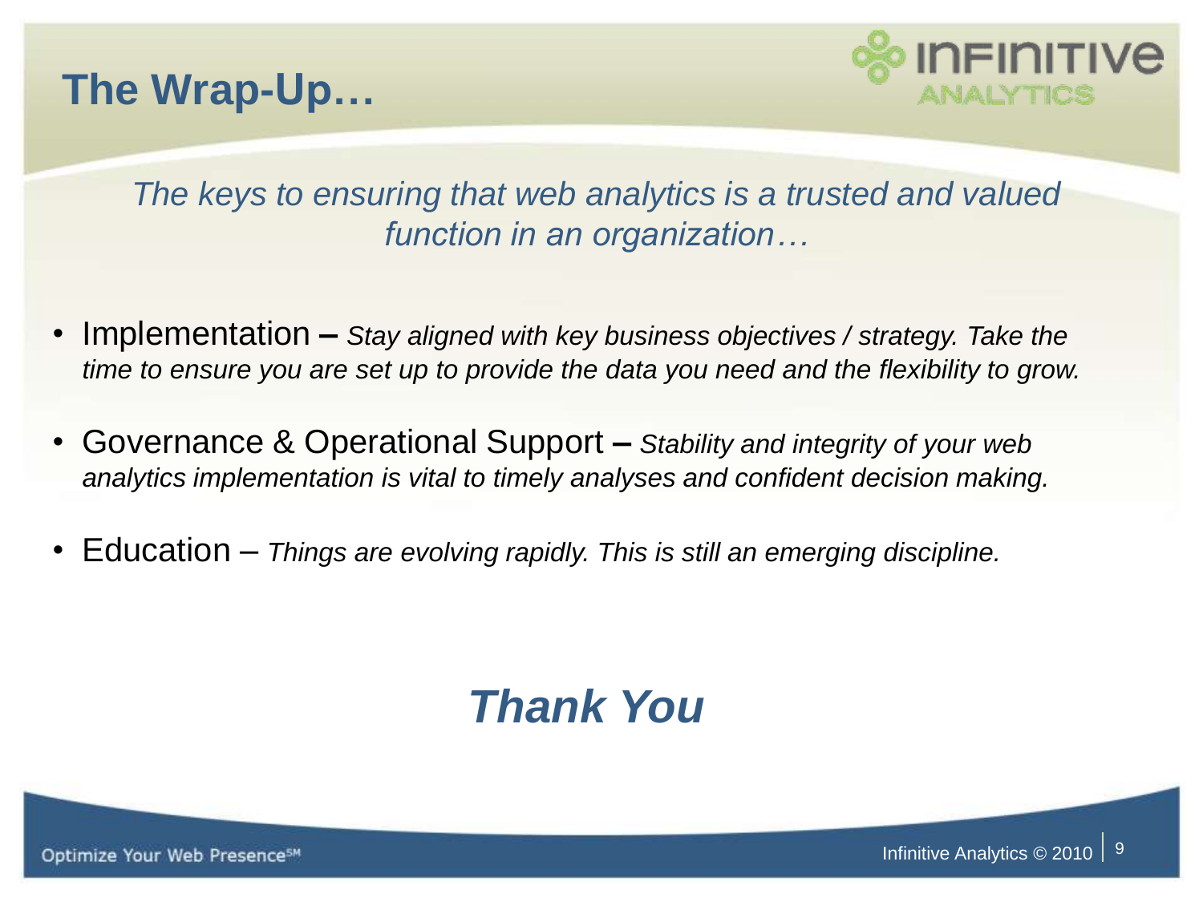# The Wrap-Up…

*The keys to ensuring that web analytics is a trusted and valued function in an organization…*

- Implementation – *Stay aligned with key business objectives / strategy. Take the time to ensure you are set up to provide the data you need and the flexibility to grow.*
- Governance & Operational Support – *Stability and integrity of your web analytics implementation is vital to timely analyses and confident decision making.*
- Education – *Things are evolving rapidly. This is still an emerging discipline.*

***Thank You***